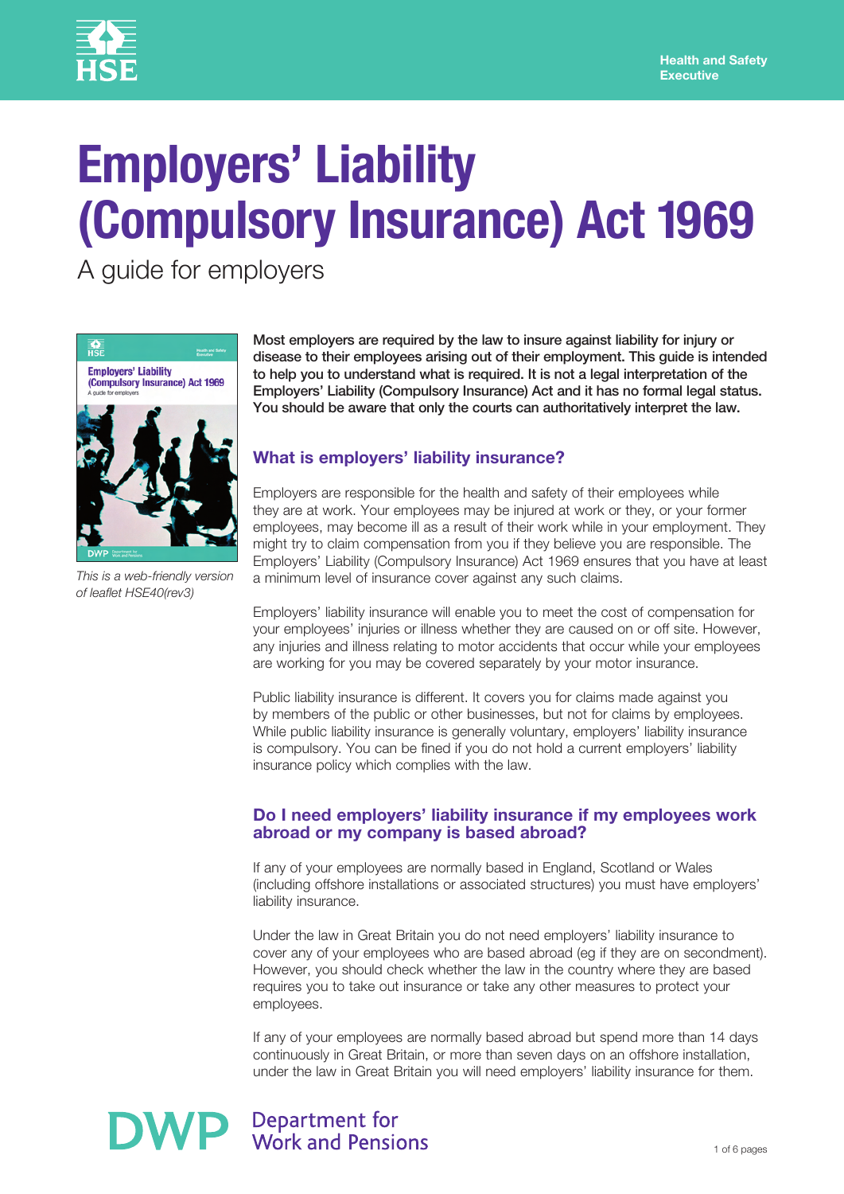# Employers' Liability (Compulsory Insurance) Act 1969

A guide for employers

*This is a web-friendly version of leaflet HSE40(rev3)*

**Most employers are required by the law to insure against liability for injury or disease to their employees arising out of their employment. This guide is intended to help you to understand what is required. It is not a legal interpretation of the Employers' Liability (Compulsory Insurance) Act and it has no formal legal status. You should be aware that only the courts can authoritatively interpret the law.**

## What is employers' liability insurance?

Employers are responsible for the health and safety of their employees while they are at work. Your employees may be injured at work or they, or your former employees, may become ill as a result of their work while in your employment. They might try to claim compensation from you if they believe you are responsible. The Employers' Liability (Compulsory Insurance) Act 1969 ensures that you have at least a minimum level of insurance cover against any such claims.

Employers' liability insurance will enable you to meet the cost of compensation for your employees' injuries or illness whether they are caused on or off site. However, any injuries and illness relating to motor accidents that occur while your employees are working for you may be covered separately by your motor insurance.

Public liability insurance is different. It covers you for claims made against you by members of the public or other businesses, but not for claims by employees. While public liability insurance is generally voluntary, employers' liability insurance is compulsory. You can be fined if you do not hold a current employers' liability insurance policy which complies with the law.

## Do I need employers' liability insurance if my employees work abroad or my company is based abroad?

If any of your employees are normally based in England, Scotland or Wales (including offshore installations or associated structures) you must have employers' liability insurance.

Under the law in Great Britain you do not need employers' liability insurance to cover any of your employees who are based abroad (eg if they are on secondment). However, you should check whether the law in the country where they are based requires you to take out insurance or take any other measures to protect your employees.

If any of your employees are normally based abroad but spend more than 14 days continuously in Great Britain, or more than seven days on an offshore installation, under the law in Great Britain you will need employers' liability insurance for them.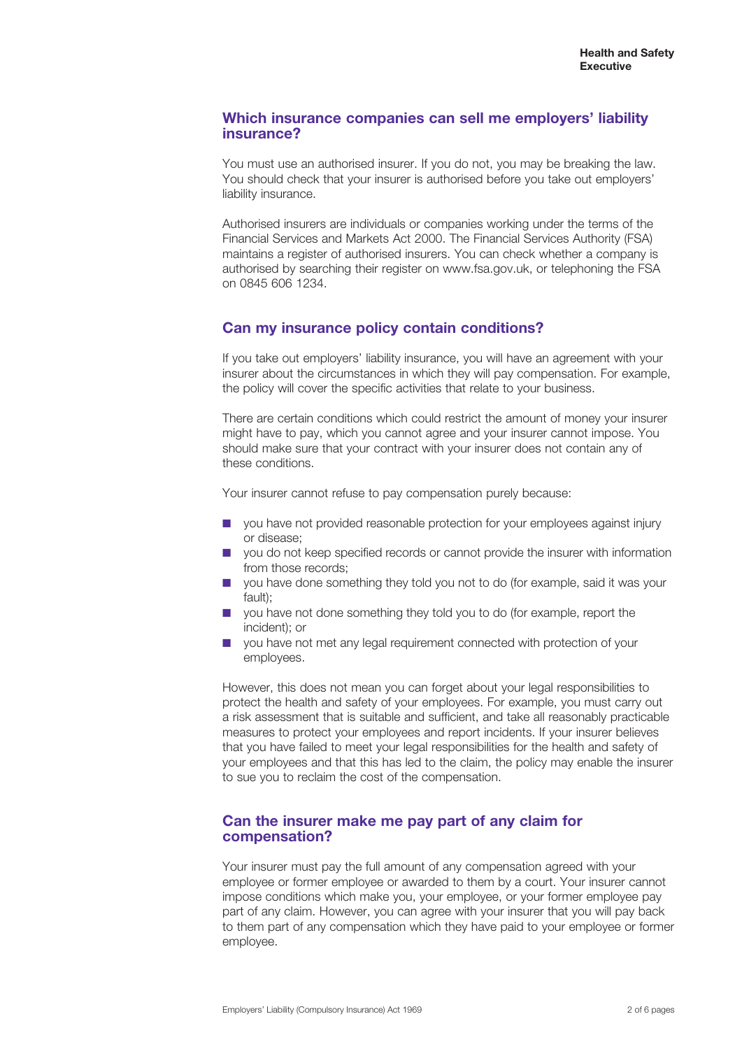## Which insurance companies can sell me employers' liability insurance?

You must use an authorised insurer. If you do not, you may be breaking the law. You should check that your insurer is authorised before you take out employers' liability insurance.

Authorised insurers are individuals or companies working under the terms of the Financial Services and Markets Act 2000. The Financial Services Authority (FSA) maintains a register of authorised insurers. You can check whether a company is authorised by searching their register on www.fsa.gov.uk, or telephoning the FSA on 0845 606 1234.

## Can my insurance policy contain conditions?

If you take out employers' liability insurance, you will have an agreement with your insurer about the circumstances in which they will pay compensation. For example, the policy will cover the specific activities that relate to your business.

There are certain conditions which could restrict the amount of money your insurer might have to pay, which you cannot agree and your insurer cannot impose. You should make sure that your contract with your insurer does not contain any of these conditions.

Your insurer cannot refuse to pay compensation purely because:

- you have not provided reasonable protection for your employees against injury or disease;
- you do not keep specified records or cannot provide the insurer with information from those records;
- you have done something they told you not to do (for example, said it was your fault);
- you have not done something they told you to do (for example, report the incident); or
- you have not met any legal requirement connected with protection of your employees.

However, this does not mean you can forget about your legal responsibilities to protect the health and safety of your employees. For example, you must carry out a risk assessment that is suitable and sufficient, and take all reasonably practicable measures to protect your employees and report incidents. If your insurer believes that you have failed to meet your legal responsibilities for the health and safety of your employees and that this has led to the claim, the policy may enable the insurer to sue you to reclaim the cost of the compensation.

## Can the insurer make me pay part of any claim for compensation?

Your insurer must pay the full amount of any compensation agreed with your employee or former employee or awarded to them by a court. Your insurer cannot impose conditions which make you, your employee, or your former employee pay part of any claim. However, you can agree with your insurer that you will pay back to them part of any compensation which they have paid to your employee or former employee.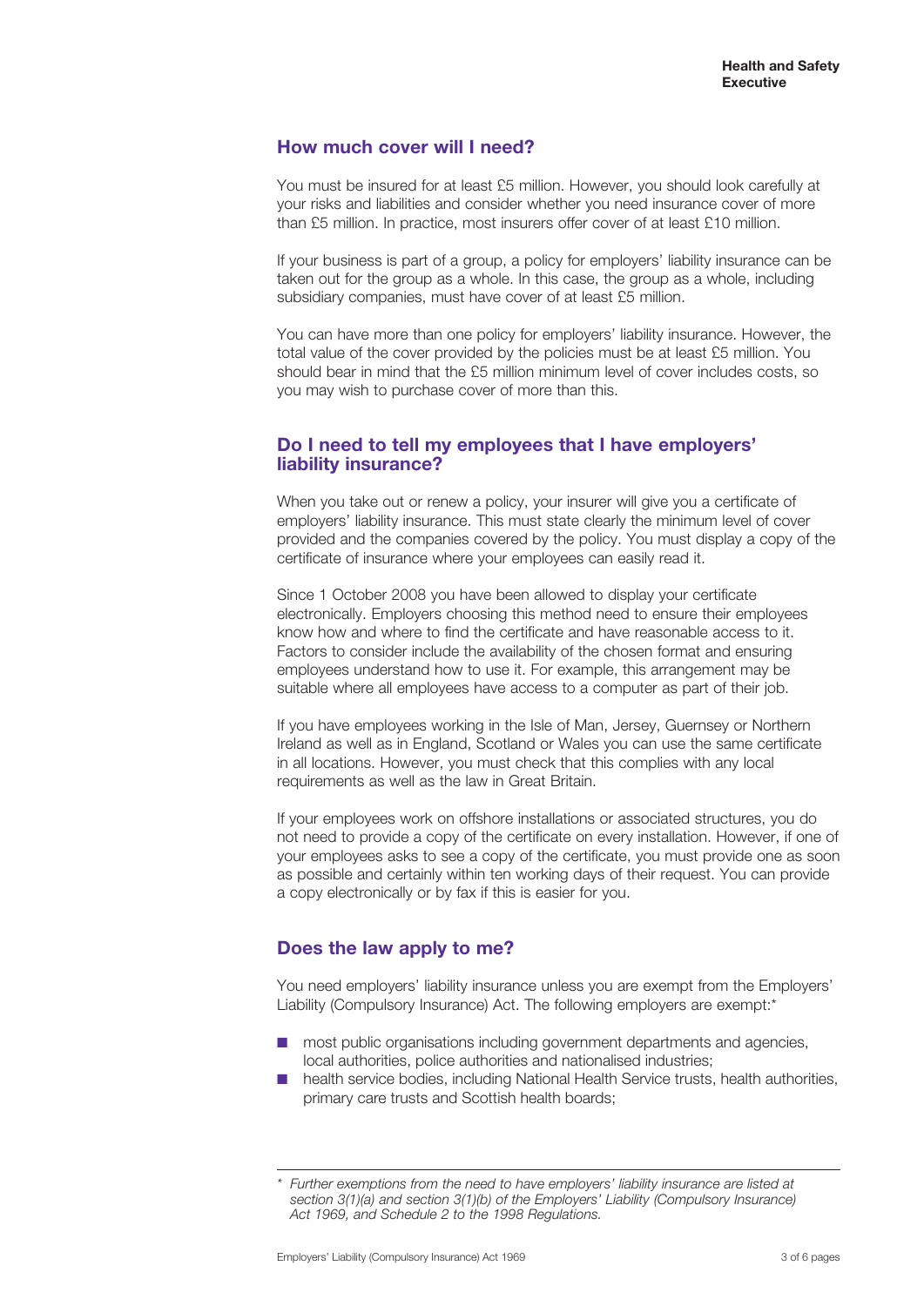## How much cover will I need?

You must be insured for at least £5 million. However, you should look carefully at your risks and liabilities and consider whether you need insurance cover of more than £5 million. In practice, most insurers offer cover of at least £10 million.

If your business is part of a group, a policy for employers' liability insurance can be taken out for the group as a whole. In this case, the group as a whole, including subsidiary companies, must have cover of at least £5 million.

You can have more than one policy for employers' liability insurance. However, the total value of the cover provided by the policies must be at least £5 million. You should bear in mind that the £5 million minimum level of cover includes costs, so you may wish to purchase cover of more than this.

## Do I need to tell my employees that I have employers' liability insurance?

When you take out or renew a policy, your insurer will give you a certificate of employers' liability insurance. This must state clearly the minimum level of cover provided and the companies covered by the policy. You must display a copy of the certificate of insurance where your employees can easily read it.

Since 1 October 2008 you have been allowed to display your certificate electronically. Employers choosing this method need to ensure their employees know how and where to find the certificate and have reasonable access to it. Factors to consider include the availability of the chosen format and ensuring employees understand how to use it. For example, this arrangement may be suitable where all employees have access to a computer as part of their job.

If you have employees working in the Isle of Man, Jersey, Guernsey or Northern Ireland as well as in England, Scotland or Wales you can use the same certificate in all locations. However, you must check that this complies with any local requirements as well as the law in Great Britain.

If your employees work on offshore installations or associated structures, you do not need to provide a copy of the certificate on every installation. However, if one of your employees asks to see a copy of the certificate, you must provide one as soon as possible and certainly within ten working days of their request. You can provide a copy electronically or by fax if this is easier for you.

## Does the law apply to me?

You need employers' liability insurance unless you are exempt from the Employers' Liability (Compulsory Insurance) Act. The following employers are exempt:*

- most public organisations including government departments and agencies, local authorities, police authorities and nationalised industries;
- health service bodies, including National Health Service trusts, health authorities, primary care trusts and Scottish health boards;

*\* Further exemptions from the need to have employers' liability insurance are listed at section 3(1)(a) and section 3(1)(b) of the Employers' Liability (Compulsory Insurance) Act 1969, and Schedule 2 to the 1998 Regulations.*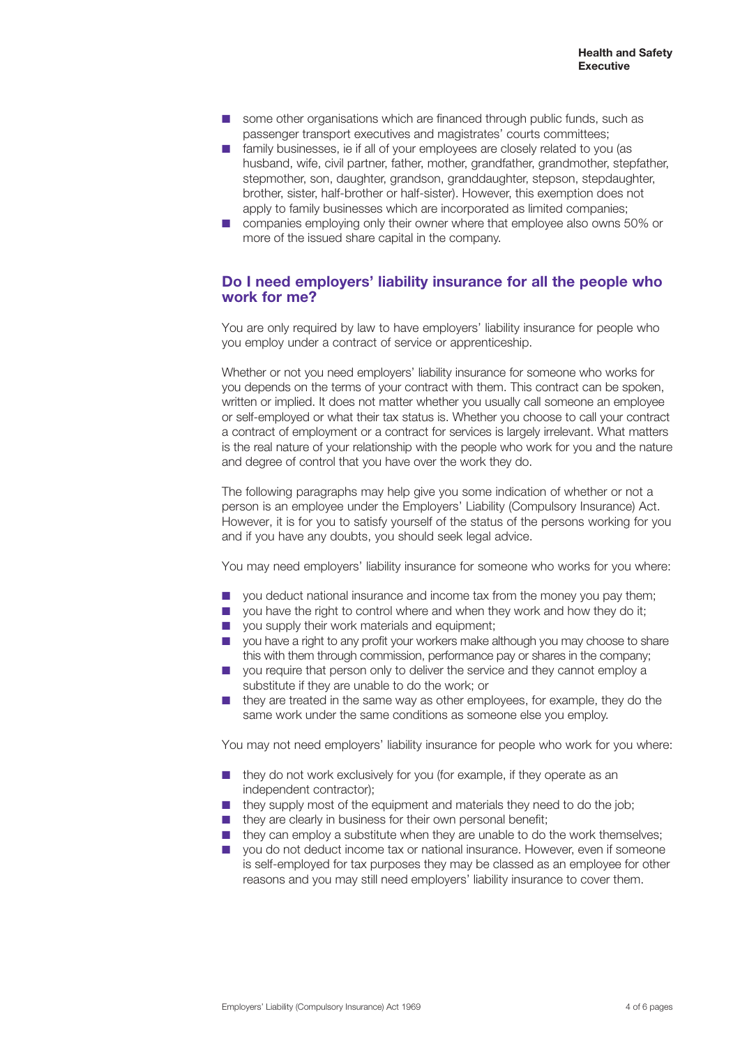- some other organisations which are financed through public funds, such as passenger transport executives and magistrates' courts committees;
- family businesses, ie if all of your employees are closely related to you (as husband, wife, civil partner, father, mother, grandfather, grandmother, stepfather, stepmother, son, daughter, grandson, granddaughter, stepson, stepdaughter, brother, sister, half-brother or half-sister). However, this exemption does not apply to family businesses which are incorporated as limited companies;
- companies employing only their owner where that employee also owns 50% or more of the issued share capital in the company.

## Do I need employers' liability insurance for all the people who work for me?

You are only required by law to have employers' liability insurance for people who you employ under a contract of service or apprenticeship.

Whether or not you need employers' liability insurance for someone who works for you depends on the terms of your contract with them. This contract can be spoken, written or implied. It does not matter whether you usually call someone an employee or self-employed or what their tax status is. Whether you choose to call your contract a contract of employment or a contract for services is largely irrelevant. What matters is the real nature of your relationship with the people who work for you and the nature and degree of control that you have over the work they do.

The following paragraphs may help give you some indication of whether or not a person is an employee under the Employers' Liability (Compulsory Insurance) Act. However, it is for you to satisfy yourself of the status of the persons working for you and if you have any doubts, you should seek legal advice.

You may need employers' liability insurance for someone who works for you where:

- you deduct national insurance and income tax from the money you pay them;
- you have the right to control where and when they work and how they do it;
- you supply their work materials and equipment;
- you have a right to any profit your workers make although you may choose to share this with them through commission, performance pay or shares in the company;
- you require that person only to deliver the service and they cannot employ a substitute if they are unable to do the work; or
- they are treated in the same way as other employees, for example, they do the same work under the same conditions as someone else you employ.

You may not need employers' liability insurance for people who work for you where:

- they do not work exclusively for you (for example, if they operate as an independent contractor);
- they supply most of the equipment and materials they need to do the job;
- they are clearly in business for their own personal benefit;
- they can employ a substitute when they are unable to do the work themselves;
- you do not deduct income tax or national insurance. However, even if someone is self-employed for tax purposes they may be classed as an employee for other reasons and you may still need employers' liability insurance to cover them.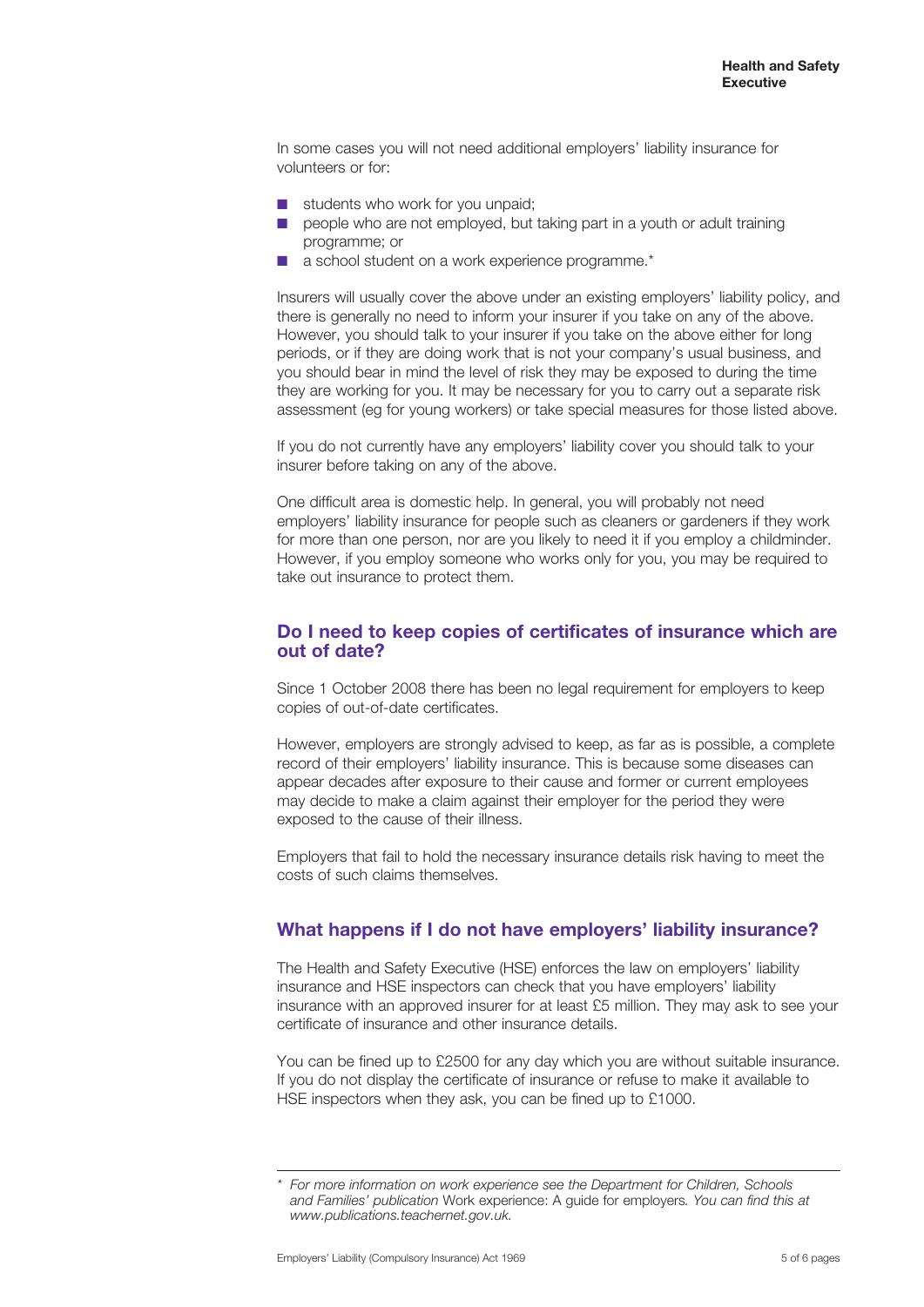In some cases you will not need additional employers' liability insurance for volunteers or for:

- students who work for you unpaid;
- people who are not employed, but taking part in a youth or adult training programme; or
- a school student on a work experience programme.*

Insurers will usually cover the above under an existing employers' liability policy, and there is generally no need to inform your insurer if you take on any of the above. However, you should talk to your insurer if you take on the above either for long periods, or if they are doing work that is not your company's usual business, and you should bear in mind the level of risk they may be exposed to during the time they are working for you. It may be necessary for you to carry out a separate risk assessment (eg for young workers) or take special measures for those listed above.

If you do not currently have any employers' liability cover you should talk to your insurer before taking on any of the above.

One difficult area is domestic help. In general, you will probably not need employers' liability insurance for people such as cleaners or gardeners if they work for more than one person, nor are you likely to need it if you employ a childminder. However, if you employ someone who works only for you, you may be required to take out insurance to protect them.

## Do I need to keep copies of certificates of insurance which are out of date?

Since 1 October 2008 there has been no legal requirement for employers to keep copies of out-of-date certificates.

However, employers are strongly advised to keep, as far as is possible, a complete record of their employers' liability insurance. This is because some diseases can appear decades after exposure to their cause and former or current employees may decide to make a claim against their employer for the period they were exposed to the cause of their illness.

Employers that fail to hold the necessary insurance details risk having to meet the costs of such claims themselves.

## What happens if I do not have employers' liability insurance?

The Health and Safety Executive (HSE) enforces the law on employers' liability insurance and HSE inspectors can check that you have employers' liability insurance with an approved insurer for at least £5 million. They may ask to see your certificate of insurance and other insurance details.

You can be fined up to £2500 for any day which you are without suitable insurance. If you do not display the certificate of insurance or refuse to make it available to HSE inspectors when they ask, you can be fined up to £1000.

---

\* *For more information on work experience see the Department for Children, Schools and Families' publication* Work experience: A guide for employers*. You can find this at www.publications.teachernet.gov.uk.*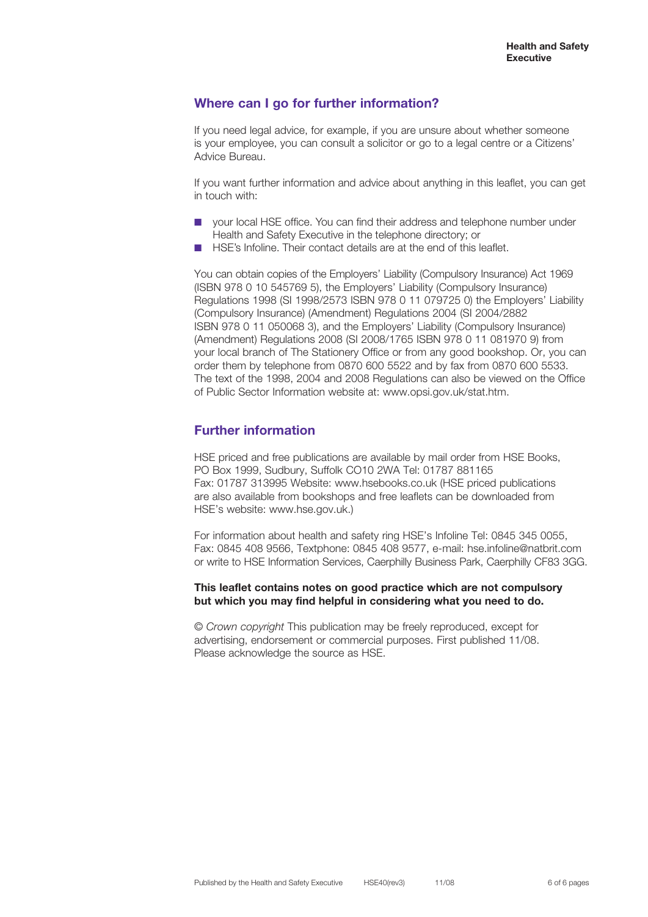## Where can I go for further information?

If you need legal advice, for example, if you are unsure about whether someone is your employee, you can consult a solicitor or go to a legal centre or a Citizens' Advice Bureau.

If you want further information and advice about anything in this leaflet, you can get in touch with:

- your local HSE office. You can find their address and telephone number under Health and Safety Executive in the telephone directory; or
- HSE's Infoline. Their contact details are at the end of this leaflet.

You can obtain copies of the Employers' Liability (Compulsory Insurance) Act 1969 (ISBN 978 0 10 545769 5), the Employers' Liability (Compulsory Insurance) Regulations 1998 (SI 1998/2573 ISBN 978 0 11 079725 0) the Employers' Liability (Compulsory Insurance) (Amendment) Regulations 2004 (SI 2004/2882 ISBN 978 0 11 050068 3), and the Employers' Liability (Compulsory Insurance) (Amendment) Regulations 2008 (SI 2008/1765 ISBN 978 0 11 081970 9) from your local branch of The Stationery Office or from any good bookshop. Or, you can order them by telephone from 0870 600 5522 and by fax from 0870 600 5533. The text of the 1998, 2004 and 2008 Regulations can also be viewed on the Office of Public Sector Information website at: www.opsi.gov.uk/stat.htm.

## Further information

HSE priced and free publications are available by mail order from HSE Books, PO Box 1999, Sudbury, Suffolk CO10 2WA Tel: 01787 881165 Fax: 01787 313995 Website: www.hsebooks.co.uk (HSE priced publications are also available from bookshops and free leaflets can be downloaded from HSE's website: www.hse.gov.uk.)

For information about health and safety ring HSE's Infoline Tel: 0845 345 0055, Fax: 0845 408 9566, Textphone: 0845 408 9577, e-mail: hse.infoline@natbrit.com or write to HSE Information Services, Caerphilly Business Park, Caerphilly CF83 3GG.

**This leaflet contains notes on good practice which are not compulsory but which you may find helpful in considering what you need to do.**

© *Crown copyright* This publication may be freely reproduced, except for advertising, endorsement or commercial purposes. First published 11/08. Please acknowledge the source as HSE.

Published by the Health and Safety Executive HSE40(rev3) 11/08